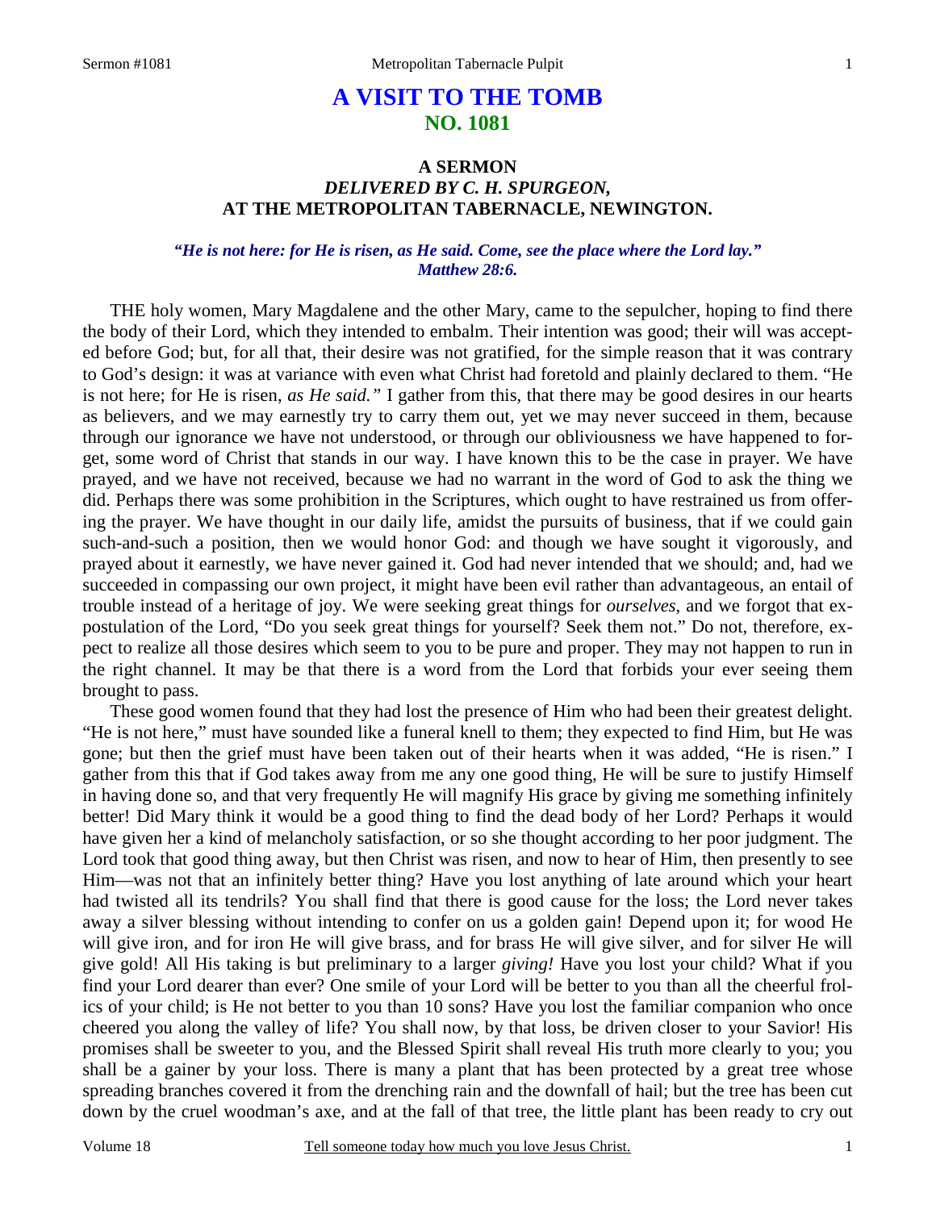# A VISIT TO THE TOMB
## NO. 1081

### A SERMON
### *DELIVERED BY C. H. SPURGEON,*
### AT THE METROPOLITAN TABERNACLE, NEWINGTON.

***"He is not here: for He is risen, as He said. Come, see the place where the Lord lay." Matthew 28:6.***

THE holy women, Mary Magdalene and the other Mary, came to the sepulcher, hoping to find there the body of their Lord, which they intended to embalm. Their intention was good; their will was accepted before God; but, for all that, their desire was not gratified, for the simple reason that it was contrary to God's design: it was at variance with even what Christ had foretold and plainly declared to them. "He is not here; for He is risen, *as He said."* I gather from this, that there may be good desires in our hearts as believers, and we may earnestly try to carry them out, yet we may never succeed in them, because through our ignorance we have not understood, or through our obliviousness we have happened to forget, some word of Christ that stands in our way. I have known this to be the case in prayer. We have prayed, and we have not received, because we had no warrant in the word of God to ask the thing we did. Perhaps there was some prohibition in the Scriptures, which ought to have restrained us from offering the prayer. We have thought in our daily life, amidst the pursuits of business, that if we could gain such-and-such a position, then we would honor God: and though we have sought it vigorously, and prayed about it earnestly, we have never gained it. God had never intended that we should; and, had we succeeded in compassing our own project, it might have been evil rather than advantageous, an entail of trouble instead of a heritage of joy. We were seeking great things for *ourselves,* and we forgot that expostulation of the Lord, "Do you seek great things for yourself? Seek them not." Do not, therefore, expect to realize all those desires which seem to you to be pure and proper. They may not happen to run in the right channel. It may be that there is a word from the Lord that forbids your ever seeing them brought to pass.

These good women found that they had lost the presence of Him who had been their greatest delight. "He is not here," must have sounded like a funeral knell to them; they expected to find Him, but He was gone; but then the grief must have been taken out of their hearts when it was added, "He is risen." I gather from this that if God takes away from me any one good thing, He will be sure to justify Himself in having done so, and that very frequently He will magnify His grace by giving me something infinitely better! Did Mary think it would be a good thing to find the dead body of her Lord? Perhaps it would have given her a kind of melancholy satisfaction, or so she thought according to her poor judgment. The Lord took that good thing away, but then Christ was risen, and now to hear of Him, then presently to see Him—was not that an infinitely better thing? Have you lost anything of late around which your heart had twisted all its tendrils? You shall find that there is good cause for the loss; the Lord never takes away a silver blessing without intending to confer on us a golden gain! Depend upon it; for wood He will give iron, and for iron He will give brass, and for brass He will give silver, and for silver He will give gold! All His taking is but preliminary to a larger *giving!* Have you lost your child? What if you find your Lord dearer than ever? One smile of your Lord will be better to you than all the cheerful frolics of your child; is He not better to you than 10 sons? Have you lost the familiar companion who once cheered you along the valley of life? You shall now, by that loss, be driven closer to your Savior! His promises shall be sweeter to you, and the Blessed Spirit shall reveal His truth more clearly to you; you shall be a gainer by your loss. There is many a plant that has been protected by a great tree whose spreading branches covered it from the drenching rain and the downfall of hail; but the tree has been cut down by the cruel woodman's axe, and at the fall of that tree, the little plant has been ready to cry out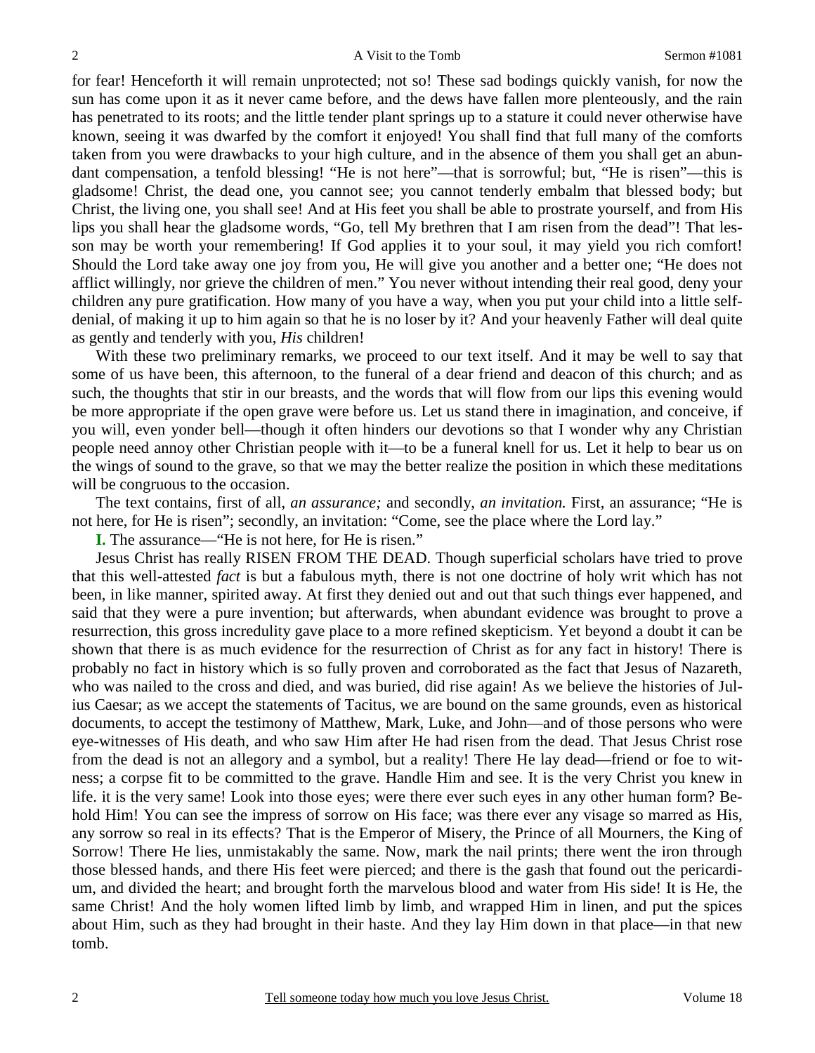for fear! Henceforth it will remain unprotected; not so! These sad bodings quickly vanish, for now the sun has come upon it as it never came before, and the dews have fallen more plenteously, and the rain has penetrated to its roots; and the little tender plant springs up to a stature it could never otherwise have known, seeing it was dwarfed by the comfort it enjoyed! You shall find that full many of the comforts taken from you were drawbacks to your high culture, and in the absence of them you shall get an abundant compensation, a tenfold blessing! "He is not here"—that is sorrowful; but, "He is risen"—this is gladsome! Christ, the dead one, you cannot see; you cannot tenderly embalm that blessed body; but Christ, the living one, you shall see! And at His feet you shall be able to prostrate yourself, and from His lips you shall hear the gladsome words, "Go, tell My brethren that I am risen from the dead"! That lesson may be worth your remembering! If God applies it to your soul, it may yield you rich comfort! Should the Lord take away one joy from you, He will give you another and a better one; "He does not afflict willingly, nor grieve the children of men." You never without intending their real good, deny your children any pure gratification. How many of you have a way, when you put your child into a little self-denial, of making it up to him again so that he is no loser by it? And your heavenly Father will deal quite as gently and tenderly with you, *His* children!

With these two preliminary remarks, we proceed to our text itself. And it may be well to say that some of us have been, this afternoon, to the funeral of a dear friend and deacon of this church; and as such, the thoughts that stir in our breasts, and the words that will flow from our lips this evening would be more appropriate if the open grave were before us. Let us stand there in imagination, and conceive, if you will, even yonder bell—though it often hinders our devotions so that I wonder why any Christian people need annoy other Christian people with it—to be a funeral knell for us. Let it help to bear us on the wings of sound to the grave, so that we may the better realize the position in which these meditations will be congruous to the occasion.

The text contains, first of all, *an assurance;* and secondly, *an invitation.* First, an assurance; "He is not here, for He is risen"; secondly, an invitation: "Come, see the place where the Lord lay."

**I.** The assurance—"He is not here, for He is risen."

Jesus Christ has really RISEN FROM THE DEAD. Though superficial scholars have tried to prove that this well-attested *fact* is but a fabulous myth, there is not one doctrine of holy writ which has not been, in like manner, spirited away. At first they denied out and out that such things ever happened, and said that they were a pure invention; but afterwards, when abundant evidence was brought to prove a resurrection, this gross incredulity gave place to a more refined skepticism. Yet beyond a doubt it can be shown that there is as much evidence for the resurrection of Christ as for any fact in history! There is probably no fact in history which is so fully proven and corroborated as the fact that Jesus of Nazareth, who was nailed to the cross and died, and was buried, did rise again! As we believe the histories of Julius Caesar; as we accept the statements of Tacitus, we are bound on the same grounds, even as historical documents, to accept the testimony of Matthew, Mark, Luke, and John—and of those persons who were eye-witnesses of His death, and who saw Him after He had risen from the dead. That Jesus Christ rose from the dead is not an allegory and a symbol, but a reality! There He lay dead—friend or foe to witness; a corpse fit to be committed to the grave. Handle Him and see. It is the very Christ you knew in life. it is the very same! Look into those eyes; were there ever such eyes in any other human form? Behold Him! You can see the impress of sorrow on His face; was there ever any visage so marred as His, any sorrow so real in its effects? That is the Emperor of Misery, the Prince of all Mourners, the King of Sorrow! There He lies, unmistakably the same. Now, mark the nail prints; there went the iron through those blessed hands, and there His feet were pierced; and there is the gash that found out the pericardium, and divided the heart; and brought forth the marvelous blood and water from His side! It is He, the same Christ! And the holy women lifted limb by limb, and wrapped Him in linen, and put the spices about Him, such as they had brought in their haste. And they lay Him down in that place—in that new tomb.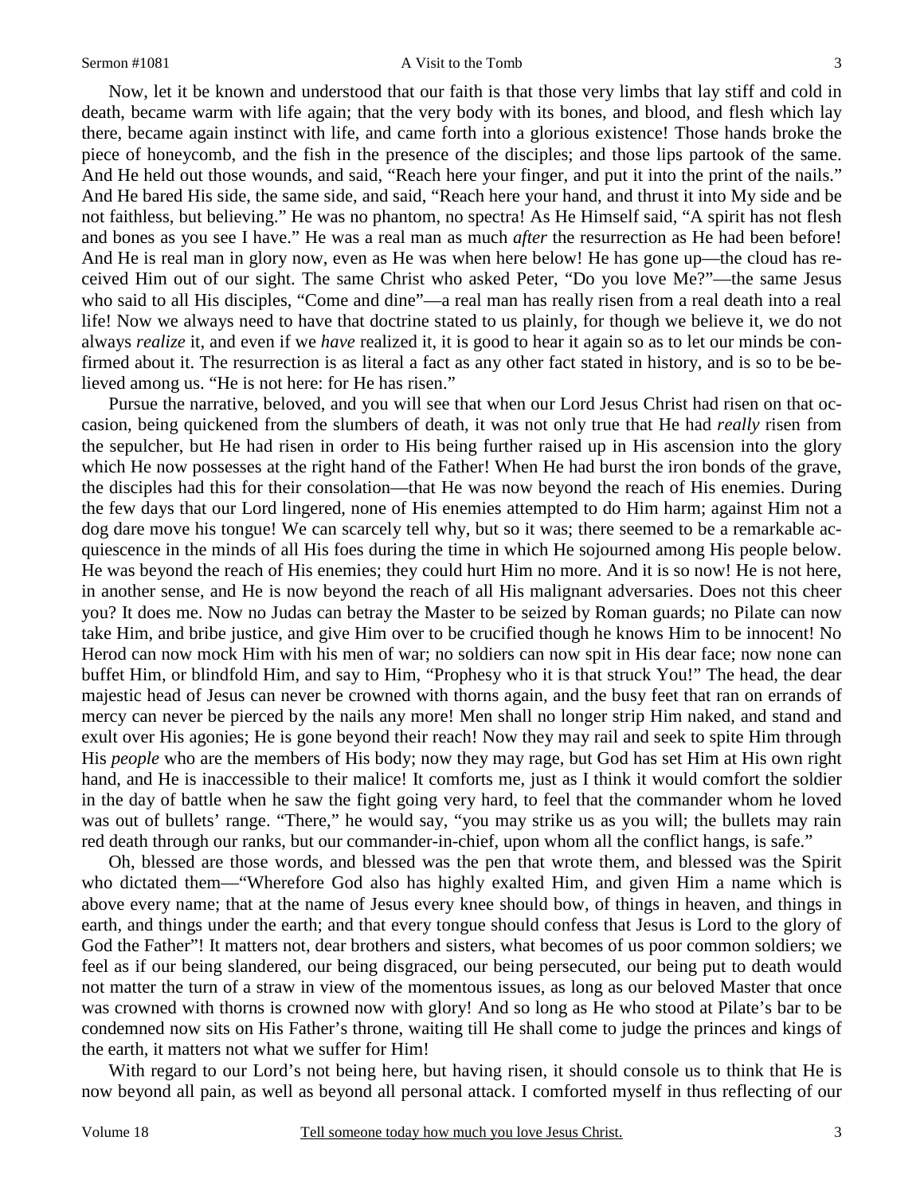Now, let it be known and understood that our faith is that those very limbs that lay stiff and cold in death, became warm with life again; that the very body with its bones, and blood, and flesh which lay there, became again instinct with life, and came forth into a glorious existence! Those hands broke the piece of honeycomb, and the fish in the presence of the disciples; and those lips partook of the same. And He held out those wounds, and said, "Reach here your finger, and put it into the print of the nails." And He bared His side, the same side, and said, "Reach here your hand, and thrust it into My side and be not faithless, but believing." He was no phantom, no spectra! As He Himself said, "A spirit has not flesh and bones as you see I have." He was a real man as much *after* the resurrection as He had been before! And He is real man in glory now, even as He was when here below! He has gone up—the cloud has received Him out of our sight. The same Christ who asked Peter, "Do you love Me?"—the same Jesus who said to all His disciples, "Come and dine"—a real man has really risen from a real death into a real life! Now we always need to have that doctrine stated to us plainly, for though we believe it, we do not always *realize* it, and even if we *have* realized it, it is good to hear it again so as to let our minds be confirmed about it. The resurrection is as literal a fact as any other fact stated in history, and is so to be believed among us. "He is not here: for He has risen."

Pursue the narrative, beloved, and you will see that when our Lord Jesus Christ had risen on that occasion, being quickened from the slumbers of death, it was not only true that He had *really* risen from the sepulcher, but He had risen in order to His being further raised up in His ascension into the glory which He now possesses at the right hand of the Father! When He had burst the iron bonds of the grave, the disciples had this for their consolation—that He was now beyond the reach of His enemies. During the few days that our Lord lingered, none of His enemies attempted to do Him harm; against Him not a dog dare move his tongue! We can scarcely tell why, but so it was; there seemed to be a remarkable acquiescence in the minds of all His foes during the time in which He sojourned among His people below. He was beyond the reach of His enemies; they could hurt Him no more. And it is so now! He is not here, in another sense, and He is now beyond the reach of all His malignant adversaries. Does not this cheer you? It does me. Now no Judas can betray the Master to be seized by Roman guards; no Pilate can now take Him, and bribe justice, and give Him over to be crucified though he knows Him to be innocent! No Herod can now mock Him with his men of war; no soldiers can now spit in His dear face; now none can buffet Him, or blindfold Him, and say to Him, "Prophesy who it is that struck You!" The head, the dear majestic head of Jesus can never be crowned with thorns again, and the busy feet that ran on errands of mercy can never be pierced by the nails any more! Men shall no longer strip Him naked, and stand and exult over His agonies; He is gone beyond their reach! Now they may rail and seek to spite Him through His *people* who are the members of His body; now they may rage, but God has set Him at His own right hand, and He is inaccessible to their malice! It comforts me, just as I think it would comfort the soldier in the day of battle when he saw the fight going very hard, to feel that the commander whom he loved was out of bullets' range. "There," he would say, "you may strike us as you will; the bullets may rain red death through our ranks, but our commander-in-chief, upon whom all the conflict hangs, is safe."

Oh, blessed are those words, and blessed was the pen that wrote them, and blessed was the Spirit who dictated them—"Wherefore God also has highly exalted Him, and given Him a name which is above every name; that at the name of Jesus every knee should bow, of things in heaven, and things in earth, and things under the earth; and that every tongue should confess that Jesus is Lord to the glory of God the Father"! It matters not, dear brothers and sisters, what becomes of us poor common soldiers; we feel as if our being slandered, our being disgraced, our being persecuted, our being put to death would not matter the turn of a straw in view of the momentous issues, as long as our beloved Master that once was crowned with thorns is crowned now with glory! And so long as He who stood at Pilate's bar to be condemned now sits on His Father's throne, waiting till He shall come to judge the princes and kings of the earth, it matters not what we suffer for Him!

With regard to our Lord's not being here, but having risen, it should console us to think that He is now beyond all pain, as well as beyond all personal attack. I comforted myself in thus reflecting of our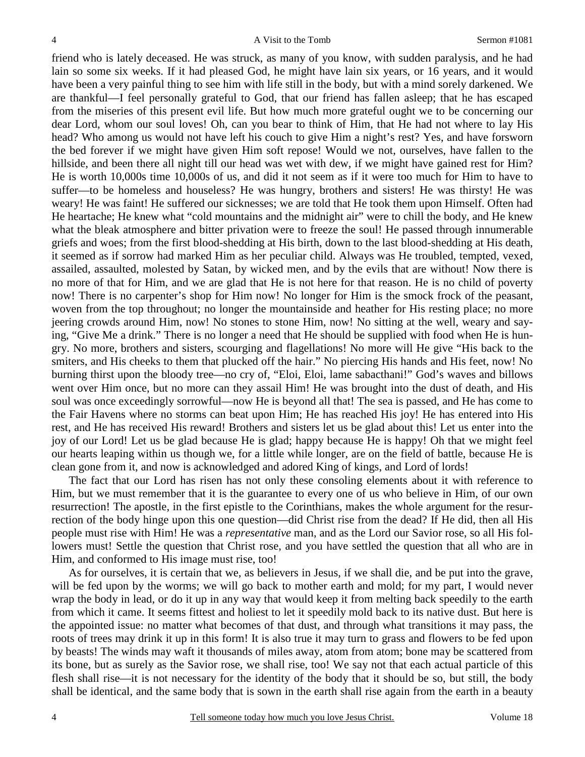friend who is lately deceased. He was struck, as many of you know, with sudden paralysis, and he had lain so some six weeks. If it had pleased God, he might have lain six years, or 16 years, and it would have been a very painful thing to see him with life still in the body, but with a mind sorely darkened. We are thankful—I feel personally grateful to God, that our friend has fallen asleep; that he has escaped from the miseries of this present evil life. But how much more grateful ought we to be concerning our dear Lord, whom our soul loves! Oh, can you bear to think of Him, that He had not where to lay His head? Who among us would not have left his couch to give Him a night's rest? Yes, and have forsworn the bed forever if we might have given Him soft repose! Would we not, ourselves, have fallen to the hillside, and been there all night till our head was wet with dew, if we might have gained rest for Him? He is worth 10,000s time 10,000s of us, and did it not seem as if it were too much for Him to have to suffer—to be homeless and houseless? He was hungry, brothers and sisters! He was thirsty! He was weary! He was faint! He suffered our sicknesses; we are told that He took them upon Himself. Often had He heartache; He knew what "cold mountains and the midnight air" were to chill the body, and He knew what the bleak atmosphere and bitter privation were to freeze the soul! He passed through innumerable griefs and woes; from the first blood-shedding at His birth, down to the last blood-shedding at His death, it seemed as if sorrow had marked Him as her peculiar child. Always was He troubled, tempted, vexed, assailed, assaulted, molested by Satan, by wicked men, and by the evils that are without! Now there is no more of that for Him, and we are glad that He is not here for that reason. He is no child of poverty now! There is no carpenter's shop for Him now! No longer for Him is the smock frock of the peasant, woven from the top throughout; no longer the mountainside and heather for His resting place; no more jeering crowds around Him, now! No stones to stone Him, now! No sitting at the well, weary and saying, "Give Me a drink." There is no longer a need that He should be supplied with food when He is hungry. No more, brothers and sisters, scourging and flagellations! No more will He give "His back to the smiters, and His cheeks to them that plucked off the hair." No piercing His hands and His feet, now! No burning thirst upon the bloody tree—no cry of, "Eloi, Eloi, lame sabacthani!" God's waves and billows went over Him once, but no more can they assail Him! He was brought into the dust of death, and His soul was once exceedingly sorrowful—now He is beyond all that! The sea is passed, and He has come to the Fair Havens where no storms can beat upon Him; He has reached His joy! He has entered into His rest, and He has received His reward! Brothers and sisters let us be glad about this! Let us enter into the joy of our Lord! Let us be glad because He is glad; happy because He is happy! Oh that we might feel our hearts leaping within us though we, for a little while longer, are on the field of battle, because He is clean gone from it, and now is acknowledged and adored King of kings, and Lord of lords!

The fact that our Lord has risen has not only these consoling elements about it with reference to Him, but we must remember that it is the guarantee to every one of us who believe in Him, of our own resurrection! The apostle, in the first epistle to the Corinthians, makes the whole argument for the resurrection of the body hinge upon this one question—did Christ rise from the dead? If He did, then all His people must rise with Him! He was a *representative* man, and as the Lord our Savior rose, so all His followers must! Settle the question that Christ rose, and you have settled the question that all who are in Him, and conformed to His image must rise, too!

As for ourselves, it is certain that we, as believers in Jesus, if we shall die, and be put into the grave, will be fed upon by the worms; we will go back to mother earth and mold; for my part, I would never wrap the body in lead, or do it up in any way that would keep it from melting back speedily to the earth from which it came. It seems fittest and holiest to let it speedily mold back to its native dust. But here is the appointed issue: no matter what becomes of that dust, and through what transitions it may pass, the roots of trees may drink it up in this form! It is also true it may turn to grass and flowers to be fed upon by beasts! The winds may waft it thousands of miles away, atom from atom; bone may be scattered from its bone, but as surely as the Savior rose, we shall rise, too! We say not that each actual particle of this flesh shall rise—it is not necessary for the identity of the body that it should be so, but still, the body shall be identical, and the same body that is sown in the earth shall rise again from the earth in a beauty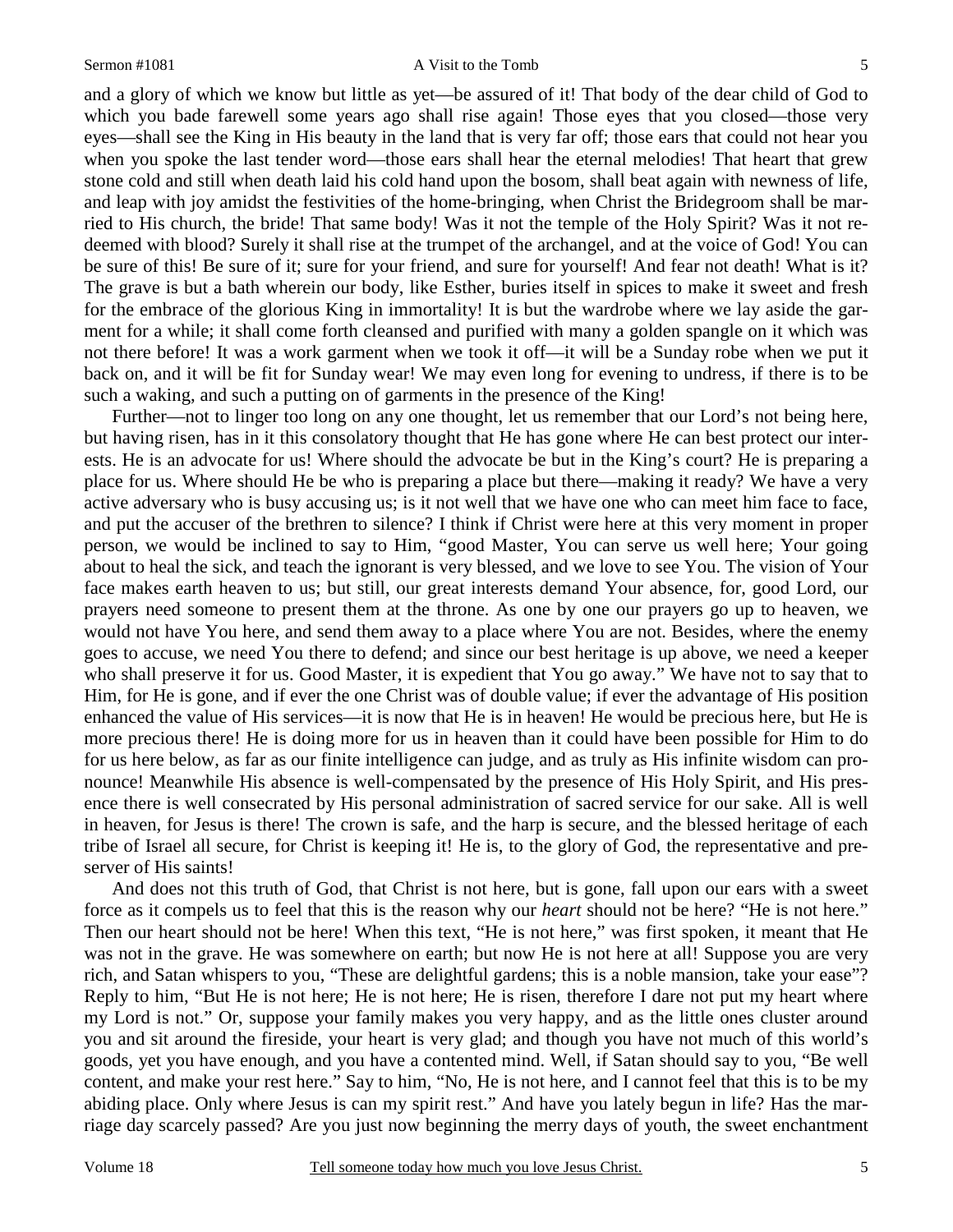and a glory of which we know but little as yet—be assured of it! That body of the dear child of God to which you bade farewell some years ago shall rise again! Those eyes that you closed—those very eyes—shall see the King in His beauty in the land that is very far off; those ears that could not hear you when you spoke the last tender word—those ears shall hear the eternal melodies! That heart that grew stone cold and still when death laid his cold hand upon the bosom, shall beat again with newness of life, and leap with joy amidst the festivities of the home-bringing, when Christ the Bridegroom shall be married to His church, the bride! That same body! Was it not the temple of the Holy Spirit? Was it not redeemed with blood? Surely it shall rise at the trumpet of the archangel, and at the voice of God! You can be sure of this! Be sure of it; sure for your friend, and sure for yourself! And fear not death! What is it? The grave is but a bath wherein our body, like Esther, buries itself in spices to make it sweet and fresh for the embrace of the glorious King in immortality! It is but the wardrobe where we lay aside the garment for a while; it shall come forth cleansed and purified with many a golden spangle on it which was not there before! It was a work garment when we took it off—it will be a Sunday robe when we put it back on, and it will be fit for Sunday wear! We may even long for evening to undress, if there is to be such a waking, and such a putting on of garments in the presence of the King!

Further—not to linger too long on any one thought, let us remember that our Lord's not being here, but having risen, has in it this consolatory thought that He has gone where He can best protect our interests. He is an advocate for us! Where should the advocate be but in the King's court? He is preparing a place for us. Where should He be who is preparing a place but there—making it ready? We have a very active adversary who is busy accusing us; is it not well that we have one who can meet him face to face, and put the accuser of the brethren to silence? I think if Christ were here at this very moment in proper person, we would be inclined to say to Him, "good Master, You can serve us well here; Your going about to heal the sick, and teach the ignorant is very blessed, and we love to see You. The vision of Your face makes earth heaven to us; but still, our great interests demand Your absence, for, good Lord, our prayers need someone to present them at the throne. As one by one our prayers go up to heaven, we would not have You here, and send them away to a place where You are not. Besides, where the enemy goes to accuse, we need You there to defend; and since our best heritage is up above, we need a keeper who shall preserve it for us. Good Master, it is expedient that You go away." We have not to say that to Him, for He is gone, and if ever the one Christ was of double value; if ever the advantage of His position enhanced the value of His services—it is now that He is in heaven! He would be precious here, but He is more precious there! He is doing more for us in heaven than it could have been possible for Him to do for us here below, as far as our finite intelligence can judge, and as truly as His infinite wisdom can pronounce! Meanwhile His absence is well-compensated by the presence of His Holy Spirit, and His presence there is well consecrated by His personal administration of sacred service for our sake. All is well in heaven, for Jesus is there! The crown is safe, and the harp is secure, and the blessed heritage of each tribe of Israel all secure, for Christ is keeping it! He is, to the glory of God, the representative and preserver of His saints!

And does not this truth of God, that Christ is not here, but is gone, fall upon our ears with a sweet force as it compels us to feel that this is the reason why our *heart* should not be here? "He is not here." Then our heart should not be here! When this text, "He is not here," was first spoken, it meant that He was not in the grave. He was somewhere on earth; but now He is not here at all! Suppose you are very rich, and Satan whispers to you, "These are delightful gardens; this is a noble mansion, take your ease"? Reply to him, "But He is not here; He is not here; He is risen, therefore I dare not put my heart where my Lord is not." Or, suppose your family makes you very happy, and as the little ones cluster around you and sit around the fireside, your heart is very glad; and though you have not much of this world's goods, yet you have enough, and you have a contented mind. Well, if Satan should say to you, "Be well content, and make your rest here." Say to him, "No, He is not here, and I cannot feel that this is to be my abiding place. Only where Jesus is can my spirit rest." And have you lately begun in life? Has the marriage day scarcely passed? Are you just now beginning the merry days of youth, the sweet enchantment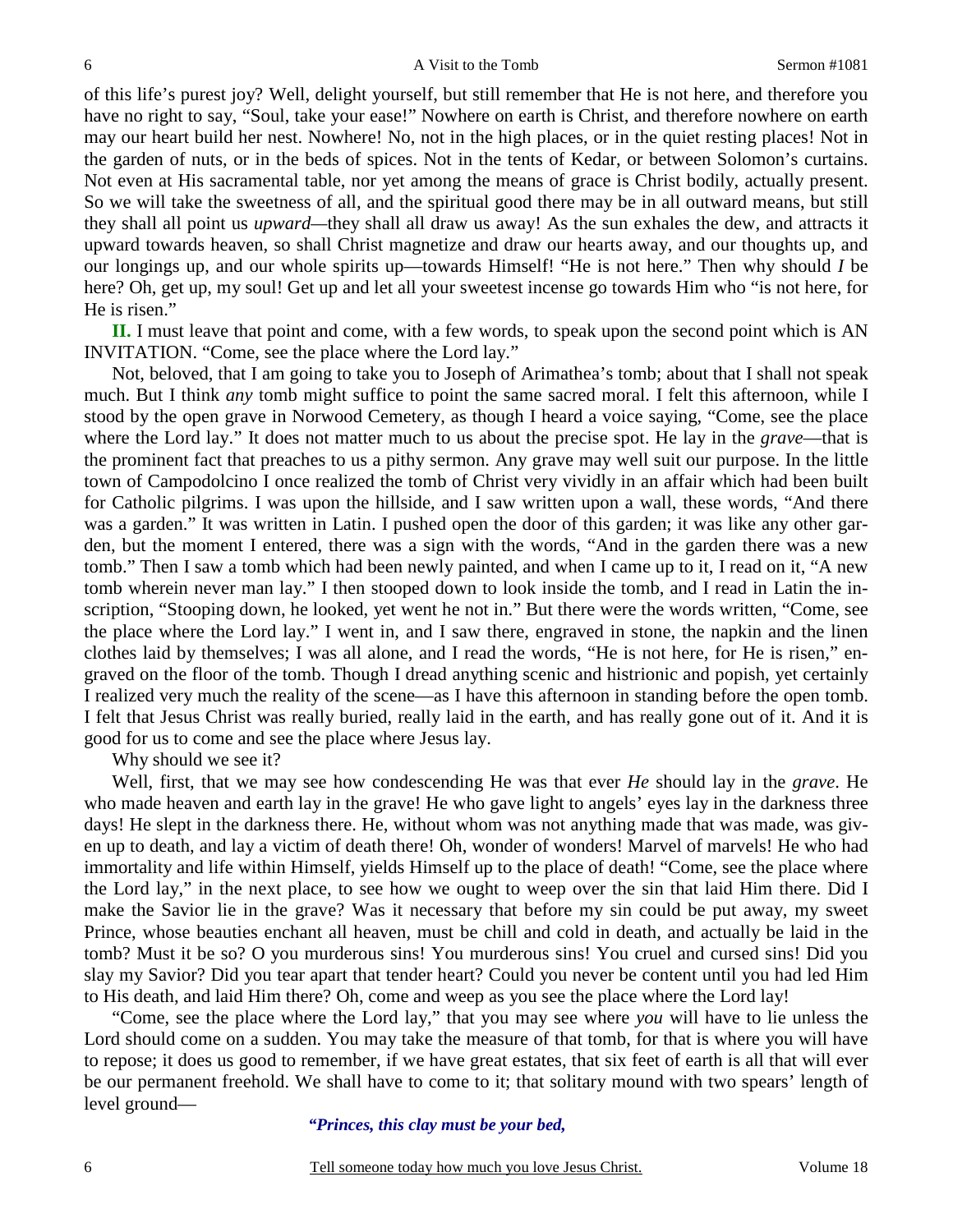of this life's purest joy? Well, delight yourself, but still remember that He is not here, and therefore you have no right to say, "Soul, take your ease!" Nowhere on earth is Christ, and therefore nowhere on earth may our heart build her nest. Nowhere! No, not in the high places, or in the quiet resting places! Not in the garden of nuts, or in the beds of spices. Not in the tents of Kedar, or between Solomon's curtains. Not even at His sacramental table, nor yet among the means of grace is Christ bodily, actually present. So we will take the sweetness of all, and the spiritual good there may be in all outward means, but still they shall all point us *upward*—they shall all draw us away! As the sun exhales the dew, and attracts it upward towards heaven, so shall Christ magnetize and draw our hearts away, and our thoughts up, and our longings up, and our whole spirits up—towards Himself! "He is not here." Then why should *I* be here? Oh, get up, my soul! Get up and let all your sweetest incense go towards Him who "is not here, for He is risen."

**II.** I must leave that point and come, with a few words, to speak upon the second point which is AN INVITATION. "Come, see the place where the Lord lay."

Not, beloved, that I am going to take you to Joseph of Arimathea's tomb; about that I shall not speak much. But I think *any* tomb might suffice to point the same sacred moral. I felt this afternoon, while I stood by the open grave in Norwood Cemetery, as though I heard a voice saying, "Come, see the place where the Lord lay." It does not matter much to us about the precise spot. He lay in the *grave*—that is the prominent fact that preaches to us a pithy sermon. Any grave may well suit our purpose. In the little town of Campodolcino I once realized the tomb of Christ very vividly in an affair which had been built for Catholic pilgrims. I was upon the hillside, and I saw written upon a wall, these words, "And there was a garden." It was written in Latin. I pushed open the door of this garden; it was like any other garden, but the moment I entered, there was a sign with the words, "And in the garden there was a new tomb." Then I saw a tomb which had been newly painted, and when I came up to it, I read on it, "A new tomb wherein never man lay." I then stooped down to look inside the tomb, and I read in Latin the inscription, "Stooping down, he looked, yet went he not in." But there were the words written, "Come, see the place where the Lord lay." I went in, and I saw there, engraved in stone, the napkin and the linen clothes laid by themselves; I was all alone, and I read the words, "He is not here, for He is risen," engraved on the floor of the tomb. Though I dread anything scenic and histrionic and popish, yet certainly I realized very much the reality of the scene—as I have this afternoon in standing before the open tomb. I felt that Jesus Christ was really buried, really laid in the earth, and has really gone out of it. And it is good for us to come and see the place where Jesus lay.

Why should we see it?

Well, first, that we may see how condescending He was that ever *He* should lay in the *grave*. He who made heaven and earth lay in the grave! He who gave light to angels' eyes lay in the darkness three days! He slept in the darkness there. He, without whom was not anything made that was made, was given up to death, and lay a victim of death there! Oh, wonder of wonders! Marvel of marvels! He who had immortality and life within Himself, yields Himself up to the place of death! "Come, see the place where the Lord lay," in the next place, to see how we ought to weep over the sin that laid Him there. Did I make the Savior lie in the grave? Was it necessary that before my sin could be put away, my sweet Prince, whose beauties enchant all heaven, must be chill and cold in death, and actually be laid in the tomb? Must it be so? O you murderous sins! You murderous sins! You cruel and cursed sins! Did you slay my Savior? Did you tear apart that tender heart? Could you never be content until you had led Him to His death, and laid Him there? Oh, come and weep as you see the place where the Lord lay!

"Come, see the place where the Lord lay," that you may see where *you* will have to lie unless the Lord should come on a sudden. You may take the measure of that tomb, for that is where you will have to repose; it does us good to remember, if we have great estates, that six feet of earth is all that will ever be our permanent freehold. We shall have to come to it; that solitary mound with two spears' length of level ground—

*"Princes, this clay must be your bed,*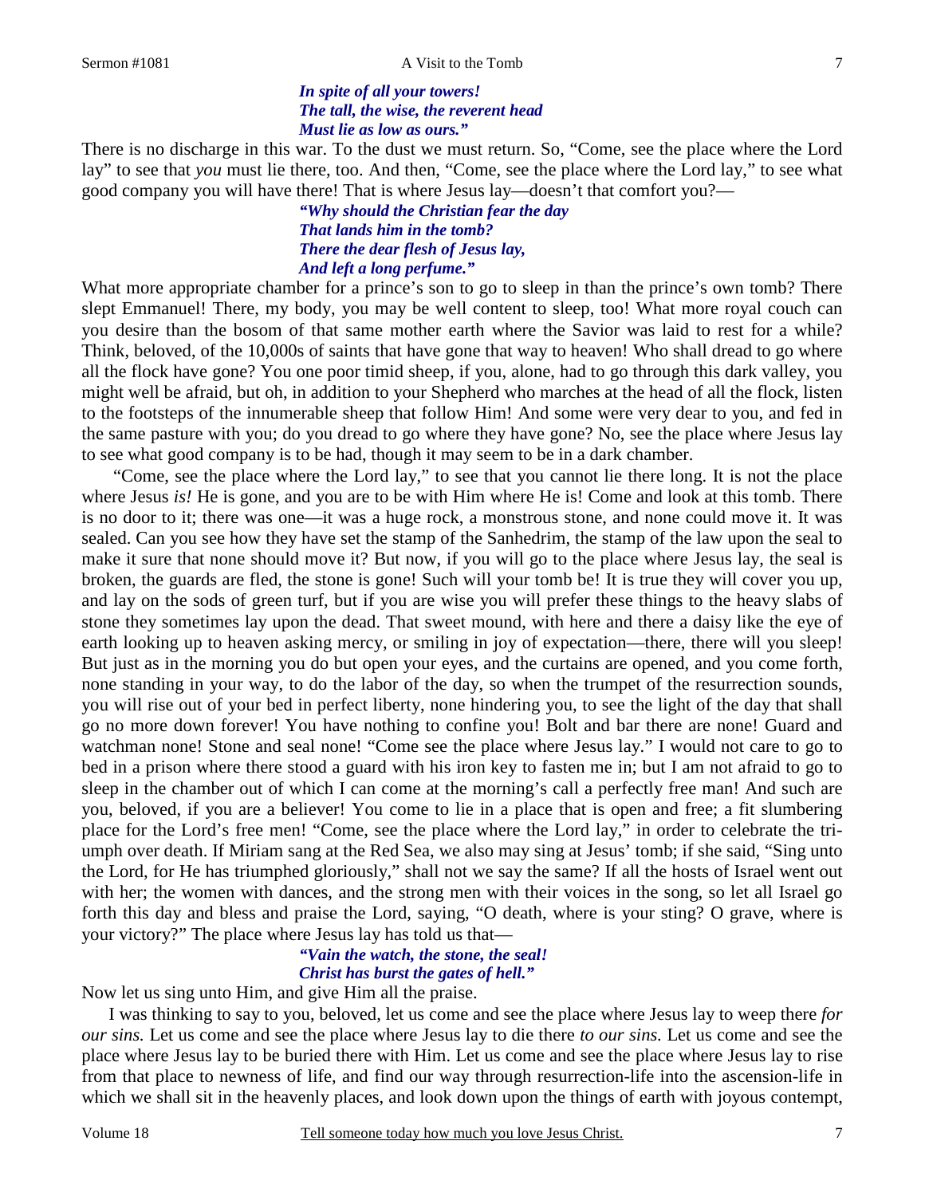*In spite of all your towers!*
*The tall, the wise, the reverent head*
*Must lie as low as ours."*

There is no discharge in this war. To the dust we must return. So, "Come, see the place where the Lord lay" to see that *you* must lie there, too. And then, "Come, see the place where the Lord lay," to see what good company you will have there! That is where Jesus lay—doesn't that comfort you?—

*"Why should the Christian fear the day*
*That lands him in the tomb?*
*There the dear flesh of Jesus lay,*
*And left a long perfume."*

What more appropriate chamber for a prince's son to go to sleep in than the prince's own tomb? There slept Emmanuel! There, my body, you may be well content to sleep, too! What more royal couch can you desire than the bosom of that same mother earth where the Savior was laid to rest for a while? Think, beloved, of the 10,000s of saints that have gone that way to heaven! Who shall dread to go where all the flock have gone? You one poor timid sheep, if you, alone, had to go through this dark valley, you might well be afraid, but oh, in addition to your Shepherd who marches at the head of all the flock, listen to the footsteps of the innumerable sheep that follow Him! And some were very dear to you, and fed in the same pasture with you; do you dread to go where they have gone? No, see the place where Jesus lay to see what good company is to be had, though it may seem to be in a dark chamber.

"Come, see the place where the Lord lay," to see that you cannot lie there long. It is not the place where Jesus *is!* He is gone, and you are to be with Him where He is! Come and look at this tomb. There is no door to it; there was one—it was a huge rock, a monstrous stone, and none could move it. It was sealed. Can you see how they have set the stamp of the Sanhedrim, the stamp of the law upon the seal to make it sure that none should move it? But now, if you will go to the place where Jesus lay, the seal is broken, the guards are fled, the stone is gone! Such will your tomb be! It is true they will cover you up, and lay on the sods of green turf, but if you are wise you will prefer these things to the heavy slabs of stone they sometimes lay upon the dead. That sweet mound, with here and there a daisy like the eye of earth looking up to heaven asking mercy, or smiling in joy of expectation—there, there will you sleep! But just as in the morning you do but open your eyes, and the curtains are opened, and you come forth, none standing in your way, to do the labor of the day, so when the trumpet of the resurrection sounds, you will rise out of your bed in perfect liberty, none hindering you, to see the light of the day that shall go no more down forever! You have nothing to confine you! Bolt and bar there are none! Guard and watchman none! Stone and seal none! "Come see the place where Jesus lay." I would not care to go to bed in a prison where there stood a guard with his iron key to fasten me in; but I am not afraid to go to sleep in the chamber out of which I can come at the morning's call a perfectly free man! And such are you, beloved, if you are a believer! You come to lie in a place that is open and free; a fit slumbering place for the Lord's free men! "Come, see the place where the Lord lay," in order to celebrate the triumph over death. If Miriam sang at the Red Sea, we also may sing at Jesus' tomb; if she said, "Sing unto the Lord, for He has triumphed gloriously," shall not we say the same? If all the hosts of Israel went out with her; the women with dances, and the strong men with their voices in the song, so let all Israel go forth this day and bless and praise the Lord, saying, "O death, where is your sting? O grave, where is your victory?" The place where Jesus lay has told us that—

*"Vain the watch, the stone, the seal!*
*Christ has burst the gates of hell."*

Now let us sing unto Him, and give Him all the praise.

I was thinking to say to you, beloved, let us come and see the place where Jesus lay to weep there *for our sins.* Let us come and see the place where Jesus lay to die there *to our sins.* Let us come and see the place where Jesus lay to be buried there with Him. Let us come and see the place where Jesus lay to rise from that place to newness of life, and find our way through resurrection-life into the ascension-life in which we shall sit in the heavenly places, and look down upon the things of earth with joyous contempt,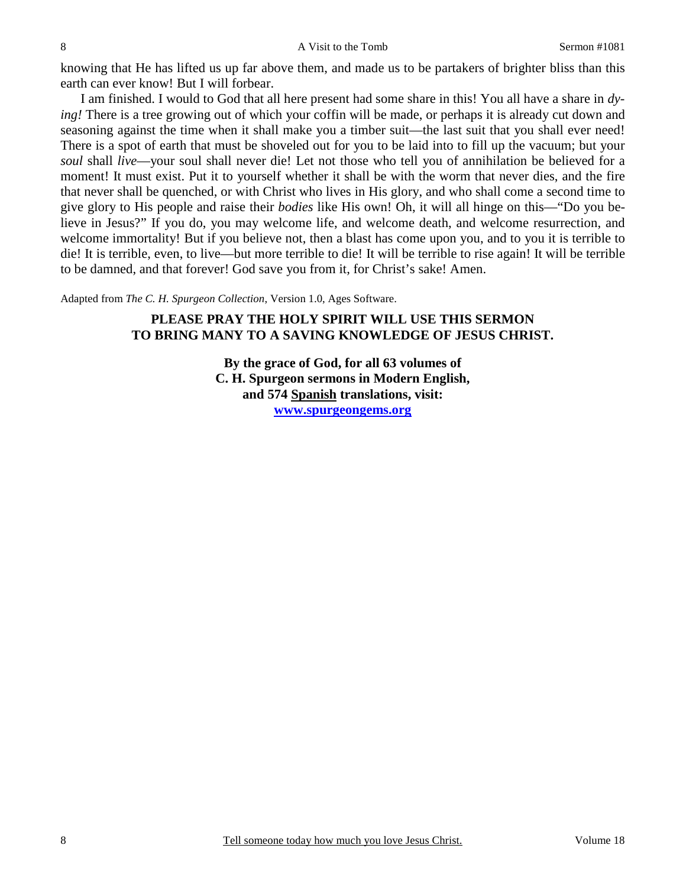knowing that He has lifted us up far above them, and made us to be partakers of brighter bliss than this earth can ever know! But I will forbear.

I am finished. I would to God that all here present had some share in this! You all have a share in *dying!* There is a tree growing out of which your coffin will be made, or perhaps it is already cut down and seasoning against the time when it shall make you a timber suit—the last suit that you shall ever need! There is a spot of earth that must be shoveled out for you to be laid into to fill up the vacuum; but your *soul* shall *live*—your soul shall never die! Let not those who tell you of annihilation be believed for a moment! It must exist. Put it to yourself whether it shall be with the worm that never dies, and the fire that never shall be quenched, or with Christ who lives in His glory, and who shall come a second time to give glory to His people and raise their *bodies* like His own! Oh, it will all hinge on this—"Do you believe in Jesus?" If you do, you may welcome life, and welcome death, and welcome resurrection, and welcome immortality! But if you believe not, then a blast has come upon you, and to you it is terrible to die! It is terrible, even, to live—but more terrible to die! It will be terrible to rise again! It will be terrible to be damned, and that forever! God save you from it, for Christ's sake! Amen.

Adapted from *The C. H. Spurgeon Collection*, Version 1.0, Ages Software.

**PLEASE PRAY THE HOLY SPIRIT WILL USE THIS SERMON TO BRING MANY TO A SAVING KNOWLEDGE OF JESUS CHRIST.**

**By the grace of God, for all 63 volumes of C. H. Spurgeon sermons in Modern English, and 574 Spanish translations, visit: www.spurgeongems.org**

Tell someone today how much you love Jesus Christ.